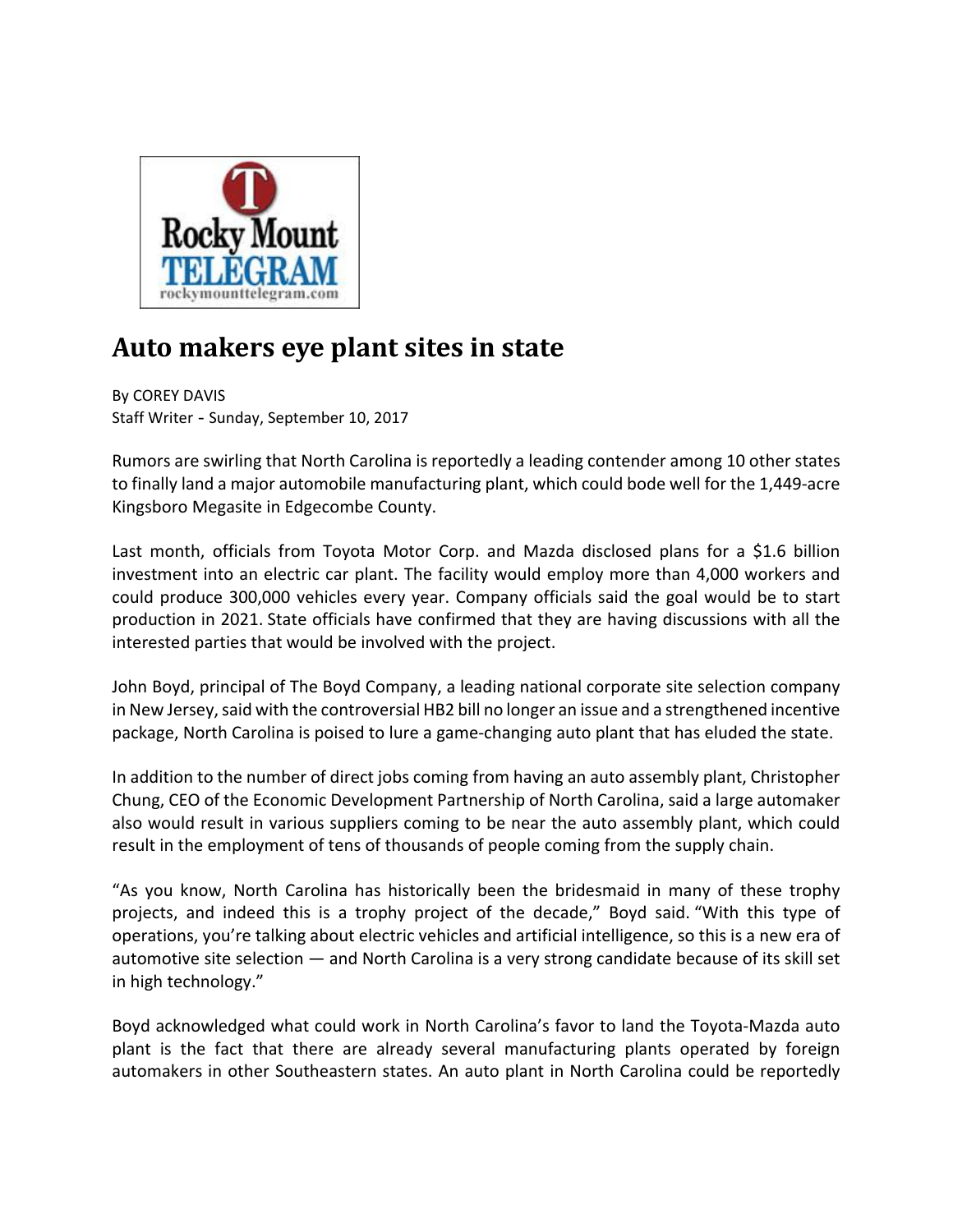Rocky Mount TELEGRAM
rockymounttelegram.com

# Auto makers eye plant sites in state

By COREY DAVIS
Staff Writer - Sunday, September 10, 2017

Rumors are swirling that North Carolina is reportedly a leading contender among 10 other states to finally land a major automobile manufacturing plant, which could bode well for the 1,449-acre Kingsboro Megasite in Edgecombe County.

Last month, officials from Toyota Motor Corp. and Mazda disclosed plans for a $1.6 billion investment into an electric car plant. The facility would employ more than 4,000 workers and could produce 300,000 vehicles every year. Company officials said the goal would be to start production in 2021. State officials have confirmed that they are having discussions with all the interested parties that would be involved with the project.

John Boyd, principal of The Boyd Company, a leading national corporate site selection company in New Jersey, said with the controversial HB2 bill no longer an issue and a strengthened incentive package, North Carolina is poised to lure a game-changing auto plant that has eluded the state.

In addition to the number of direct jobs coming from having an auto assembly plant, Christopher Chung, CEO of the Economic Development Partnership of North Carolina, said a large automaker also would result in various suppliers coming to be near the auto assembly plant, which could result in the employment of tens of thousands of people coming from the supply chain.

"As you know, North Carolina has historically been the bridesmaid in many of these trophy projects, and indeed this is a trophy project of the decade," Boyd said. "With this type of operations, you're talking about electric vehicles and artificial intelligence, so this is a new era of automotive site selection — and North Carolina is a very strong candidate because of its skill set in high technology."

Boyd acknowledged what could work in North Carolina's favor to land the Toyota-Mazda auto plant is the fact that there are already several manufacturing plants operated by foreign automakers in other Southeastern states. An auto plant in North Carolina could be reportedly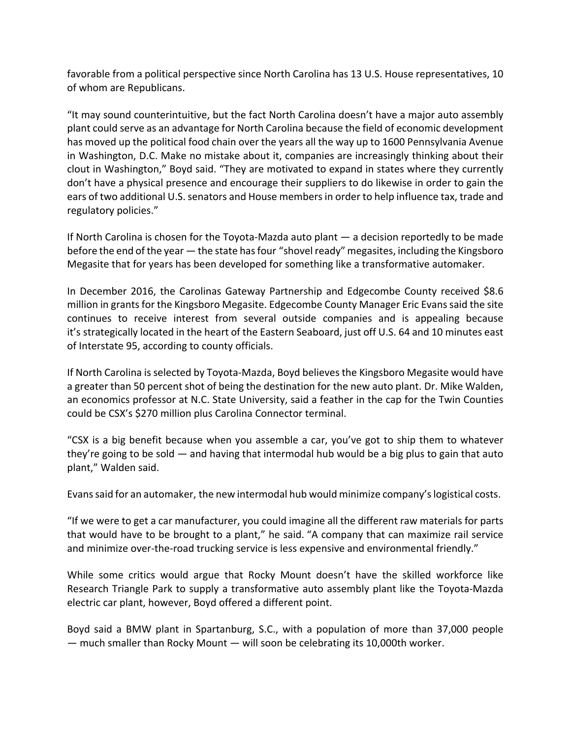favorable from a political perspective since North Carolina has 13 U.S. House representatives, 10 of whom are Republicans.

"It may sound counterintuitive, but the fact North Carolina doesn't have a major auto assembly plant could serve as an advantage for North Carolina because the field of economic development has moved up the political food chain over the years all the way up to 1600 Pennsylvania Avenue in Washington, D.C. Make no mistake about it, companies are increasingly thinking about their clout in Washington," Boyd said. "They are motivated to expand in states where they currently don't have a physical presence and encourage their suppliers to do likewise in order to gain the ears of two additional U.S. senators and House members in order to help influence tax, trade and regulatory policies."

If North Carolina is chosen for the Toyota-Mazda auto plant — a decision reportedly to be made before the end of the year — the state has four "shovel ready" megasites, including the Kingsboro Megasite that for years has been developed for something like a transformative automaker.

In December 2016, the Carolinas Gateway Partnership and Edgecombe County received $8.6 million in grants for the Kingsboro Megasite. Edgecombe County Manager Eric Evans said the site continues to receive interest from several outside companies and is appealing because it's strategically located in the heart of the Eastern Seaboard, just off U.S. 64 and 10 minutes east of Interstate 95, according to county officials.

If North Carolina is selected by Toyota-Mazda, Boyd believes the Kingsboro Megasite would have a greater than 50 percent shot of being the destination for the new auto plant. Dr. Mike Walden, an economics professor at N.C. State University, said a feather in the cap for the Twin Counties could be CSX's $270 million plus Carolina Connector terminal.

"CSX is a big benefit because when you assemble a car, you've got to ship them to whatever they're going to be sold — and having that intermodal hub would be a big plus to gain that auto plant," Walden said.

Evans said for an automaker, the new intermodal hub would minimize company's logistical costs.

"If we were to get a car manufacturer, you could imagine all the different raw materials for parts that would have to be brought to a plant," he said. "A company that can maximize rail service and minimize over-the-road trucking service is less expensive and environmental friendly."

While some critics would argue that Rocky Mount doesn't have the skilled workforce like Research Triangle Park to supply a transformative auto assembly plant like the Toyota-Mazda electric car plant, however, Boyd offered a different point.

Boyd said a BMW plant in Spartanburg, S.C., with a population of more than 37,000 people — much smaller than Rocky Mount — will soon be celebrating its 10,000th worker.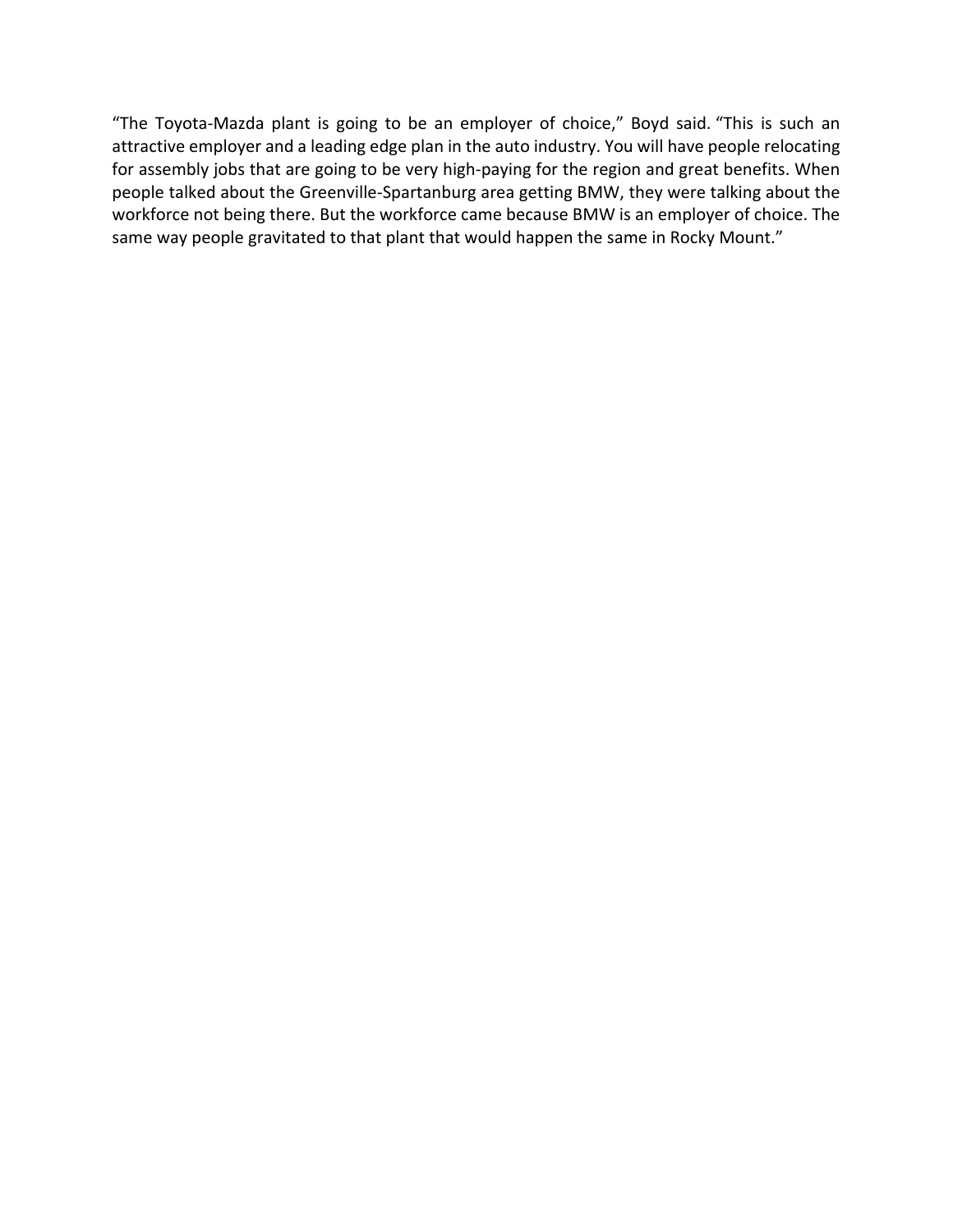"The Toyota-Mazda plant is going to be an employer of choice," Boyd said. "This is such an attractive employer and a leading edge plan in the auto industry. You will have people relocating for assembly jobs that are going to be very high-paying for the region and great benefits. When people talked about the Greenville-Spartanburg area getting BMW, they were talking about the workforce not being there. But the workforce came because BMW is an employer of choice. The same way people gravitated to that plant that would happen the same in Rocky Mount."